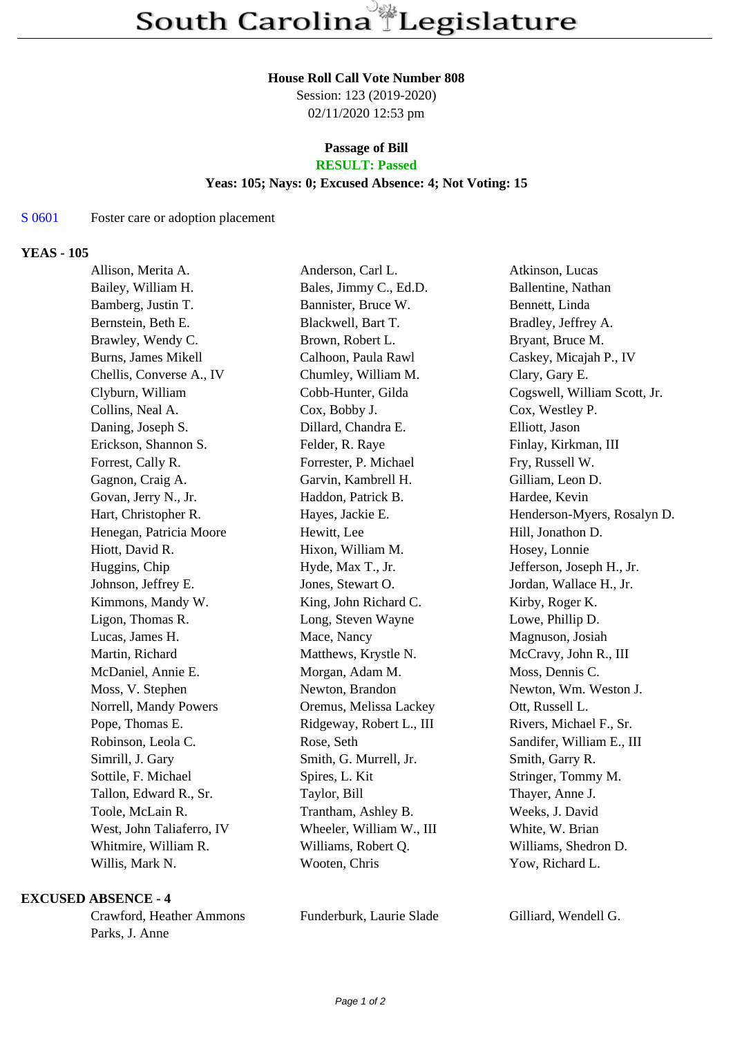# South Carolina Legislature

**House Roll Call Vote Number 808**
Session: 123 (2019-2020)
02/11/2020 12:53 pm

**Passage of Bill**
**RESULT: Passed**
**Yeas: 105; Nays: 0; Excused Absence: 4; Not Voting: 15**

S 0601 Foster care or adoption placement

**YEAS - 105**

| | | |
|---|---|---|
| Allison, Merita A. | Anderson, Carl L. | Atkinson, Lucas |
| Bailey, William H. | Bales, Jimmy C., Ed.D. | Ballentine, Nathan |
| Bamberg, Justin T. | Bannister, Bruce W. | Bennett, Linda |
| Bernstein, Beth E. | Blackwell, Bart T. | Bradley, Jeffrey A. |
| Brawley, Wendy C. | Brown, Robert L. | Bryant, Bruce M. |
| Burns, James Mikell | Calhoon, Paula Rawl | Caskey, Micajah P., IV |
| Chellis, Converse A., IV | Chumley, William M. | Clary, Gary E. |
| Clyburn, William | Cobb-Hunter, Gilda | Cogswell, William Scott, Jr. |
| Collins, Neal A. | Cox, Bobby J. | Cox, Westley P. |
| Daning, Joseph S. | Dillard, Chandra E. | Elliott, Jason |
| Erickson, Shannon S. | Felder, R. Raye | Finlay, Kirkman, III |
| Forrest, Cally R. | Forrester, P. Michael | Fry, Russell W. |
| Gagnon, Craig A. | Garvin, Kambrell H. | Gilliam, Leon D. |
| Govan, Jerry N., Jr. | Haddon, Patrick B. | Hardee, Kevin |
| Hart, Christopher R. | Hayes, Jackie E. | Henderson-Myers, Rosalyn D. |
| Henegan, Patricia Moore | Hewitt, Lee | Hill, Jonathon D. |
| Hiott, David R. | Hixon, William M. | Hosey, Lonnie |
| Huggins, Chip | Hyde, Max T., Jr. | Jefferson, Joseph H., Jr. |
| Johnson, Jeffrey E. | Jones, Stewart O. | Jordan, Wallace H., Jr. |
| Kimmons, Mandy W. | King, John Richard C. | Kirby, Roger K. |
| Ligon, Thomas R. | Long, Steven Wayne | Lowe, Phillip D. |
| Lucas, James H. | Mace, Nancy | Magnuson, Josiah |
| Martin, Richard | Matthews, Krystle N. | McCravy, John R., III |
| McDaniel, Annie E. | Morgan, Adam M. | Moss, Dennis C. |
| Moss, V. Stephen | Newton, Brandon | Newton, Wm. Weston J. |
| Norrell, Mandy Powers | Oremus, Melissa Lackey | Ott, Russell L. |
| Pope, Thomas E. | Ridgeway, Robert L., III | Rivers, Michael F., Sr. |
| Robinson, Leola C. | Rose, Seth | Sandifer, William E., III |
| Simrill, J. Gary | Smith, G. Murrell, Jr. | Smith, Garry R. |
| Sottile, F. Michael | Spires, L. Kit | Stringer, Tommy M. |
| Tallon, Edward R., Sr. | Taylor, Bill | Thayer, Anne J. |
| Toole, McLain R. | Trantham, Ashley B. | Weeks, J. David |
| West, John Taliaferro, IV | Wheeler, William W., III | White, W. Brian |
| Whitmire, William R. | Williams, Robert Q. | Williams, Shedron D. |
| Willis, Mark N. | Wooten, Chris | Yow, Richard L. |

**EXCUSED ABSENCE - 4**

| | | |
|---|---|---|
| Crawford, Heather Ammons | Funderburk, Laurie Slade | Gilliard, Wendell G. |
| Parks, J. Anne | | |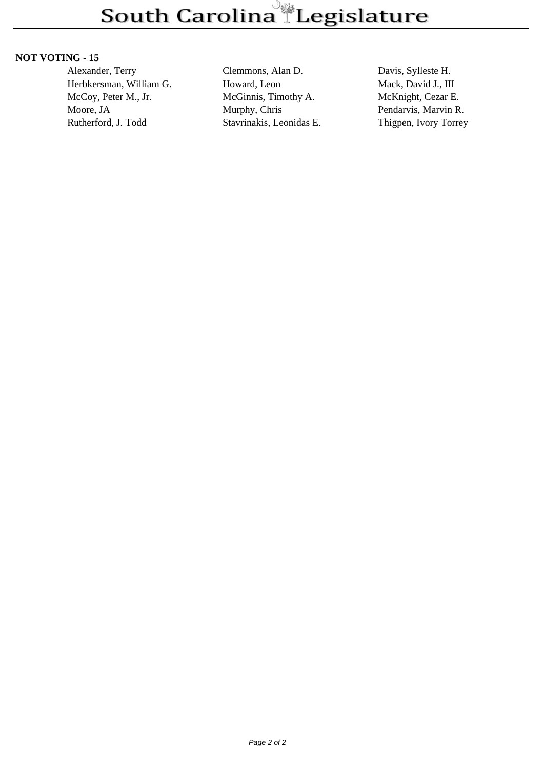**NOT VOTING - 15**

| | | |
|---|---|---|
| Alexander, Terry | Clemmons, Alan D. | Davis, Sylleste H. |
| Herbkersman, William G. | Howard, Leon | Mack, David J., III |
| McCoy, Peter M., Jr. | McGinnis, Timothy A. | McKnight, Cezar E. |
| Moore, JA | Murphy, Chris | Pendarvis, Marvin R. |
| Rutherford, J. Todd | Stavrinakis, Leonidas E. | Thigpen, Ivory Torrey |